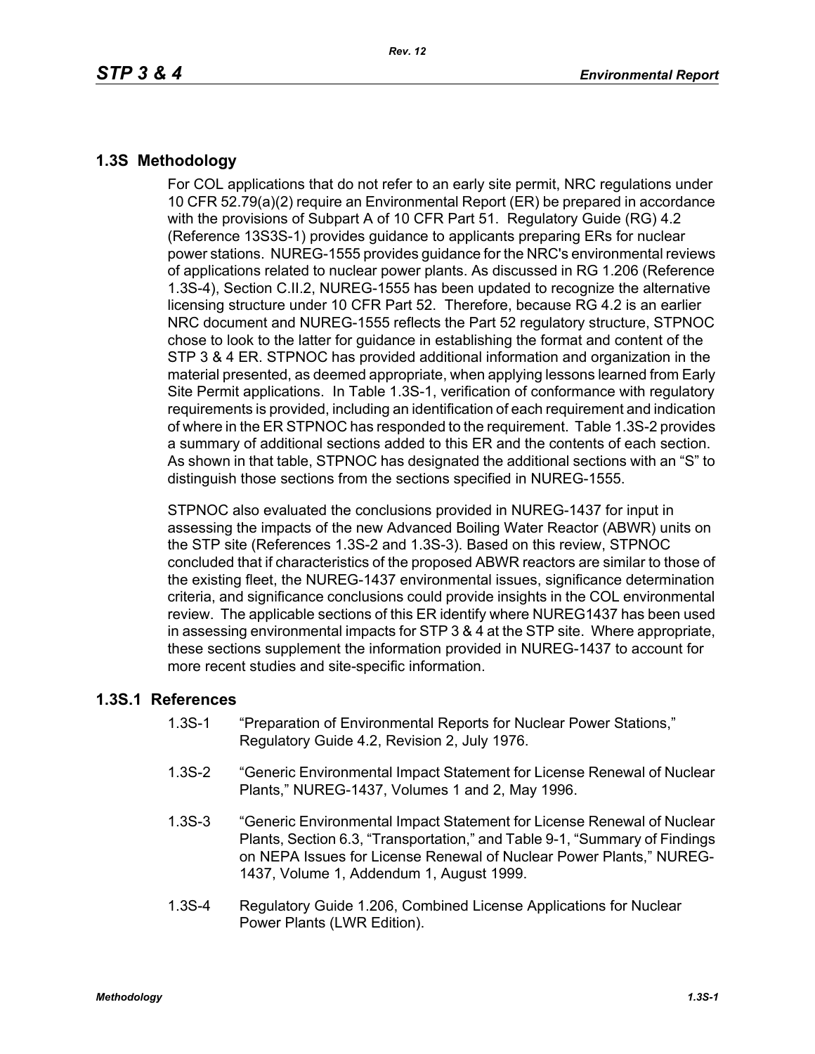## 1.3S Methodology

For COL applications that do not refer to an early site permit, NRC regulations under 10 CFR 52.79(a)(2) require an Environmental Report (ER) be prepared in accordance with the provisions of Subpart A of 10 CFR Part 51. Regulatory Guide (RG) 4.2 (Reference 13S3S-1) provides guidance to applicants preparing ERs for nuclear power stations. NUREG-1555 provides guidance for the NRC's environmental reviews of applications related to nuclear power plants. As discussed in RG 1.206 (Reference 1.3S-4), Section C.II.2, NUREG-1555 has been updated to recognize the alternative licensing structure under 10 CFR Part 52. Therefore, because RG 4.2 is an earlier NRC document and NUREG-1555 reflects the Part 52 regulatory structure, STPNOC chose to look to the latter for guidance in establishing the format and content of the STP 3 & 4 ER. STPNOC has provided additional information and organization in the material presented, as deemed appropriate, when applying lessons learned from Early Site Permit applications. In Table 1.3S-1, verification of conformance with regulatory requirements is provided, including an identification of each requirement and indication of where in the ER STPNOC has responded to the requirement. Table 1.3S-2 provides a summary of additional sections added to this ER and the contents of each section. As shown in that table, STPNOC has designated the additional sections with an "S" to distinguish those sections from the sections specified in NUREG-1555.

STPNOC also evaluated the conclusions provided in NUREG-1437 for input in assessing the impacts of the new Advanced Boiling Water Reactor (ABWR) units on the STP site (References 1.3S-2 and 1.3S-3). Based on this review, STPNOC concluded that if characteristics of the proposed ABWR reactors are similar to those of the existing fleet, the NUREG-1437 environmental issues, significance determination criteria, and significance conclusions could provide insights in the COL environmental review. The applicable sections of this ER identify where NUREG1437 has been used in assessing environmental impacts for STP 3 & 4 at the STP site. Where appropriate, these sections supplement the information provided in NUREG-1437 to account for more recent studies and site-specific information.

### 1.3S.1 References

1.3S-1 "Preparation of Environmental Reports for Nuclear Power Stations," Regulatory Guide 4.2, Revision 2, July 1976.

1.3S-2 "Generic Environmental Impact Statement for License Renewal of Nuclear Plants," NUREG-1437, Volumes 1 and 2, May 1996.

1.3S-3 "Generic Environmental Impact Statement for License Renewal of Nuclear Plants, Section 6.3, "Transportation," and Table 9-1, "Summary of Findings on NEPA Issues for License Renewal of Nuclear Power Plants," NUREG-1437, Volume 1, Addendum 1, August 1999.

1.3S-4 Regulatory Guide 1.206, Combined License Applications for Nuclear Power Plants (LWR Edition).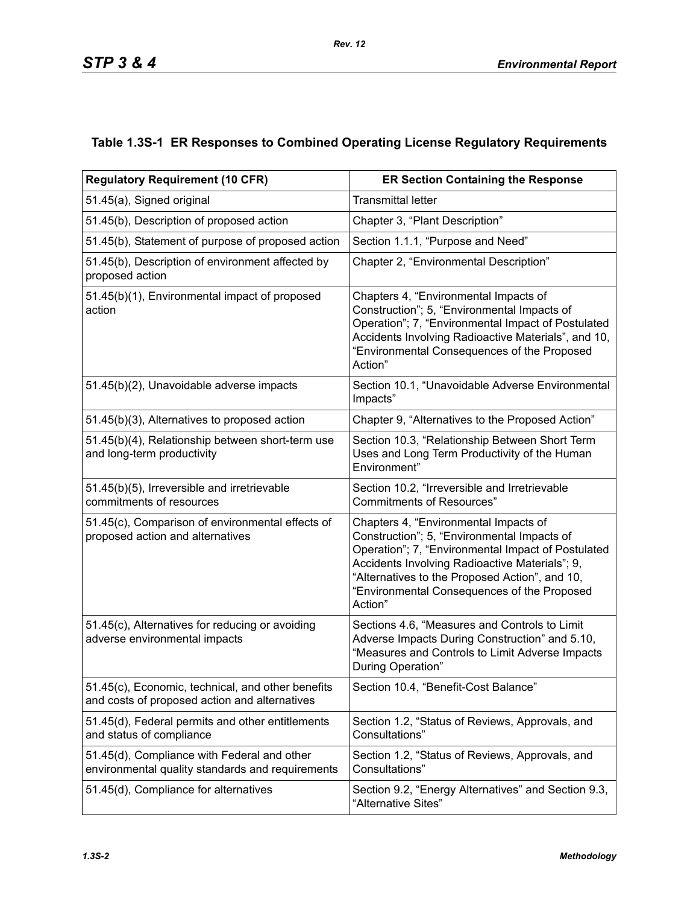### Table 1.3S-1 ER Responses to Combined Operating License Regulatory Requirements

| Regulatory Requirement (10 CFR) | ER Section Containing the Response |
|---|---|
| 51.45(a), Signed original | Transmittal letter |
| 51.45(b), Description of proposed action | Chapter 3, "Plant Description" |
| 51.45(b), Statement of purpose of proposed action | Section 1.1.1, "Purpose and Need" |
| 51.45(b), Description of environment affected by proposed action | Chapter 2, "Environmental Description" |
| 51.45(b)(1), Environmental impact of proposed action | Chapters 4, "Environmental Impacts of Construction"; 5, "Environmental Impacts of Operation"; 7, "Environmental Impact of Postulated Accidents Involving Radioactive Materials", and 10, "Environmental Consequences of the Proposed Action" |
| 51.45(b)(2), Unavoidable adverse impacts | Section 10.1, "Unavoidable Adverse Environmental Impacts" |
| 51.45(b)(3), Alternatives to proposed action | Chapter 9, "Alternatives to the Proposed Action" |
| 51.45(b)(4), Relationship between short-term use and long-term productivity | Section 10.3, "Relationship Between Short Term Uses and Long Term Productivity of the Human Environment" |
| 51.45(b)(5), Irreversible and irretrievable commitments of resources | Section 10.2, "Irreversible and Irretrievable Commitments of Resources" |
| 51.45(c), Comparison of environmental effects of proposed action and alternatives | Chapters 4, "Environmental Impacts of Construction"; 5, "Environmental Impacts of Operation"; 7, "Environmental Impact of Postulated Accidents Involving Radioactive Materials"; 9, "Alternatives to the Proposed Action", and 10, "Environmental Consequences of the Proposed Action" |
| 51.45(c), Alternatives for reducing or avoiding adverse environmental impacts | Sections 4.6, "Measures and Controls to Limit Adverse Impacts During Construction" and 5.10, "Measures and Controls to Limit Adverse Impacts During Operation" |
| 51.45(c), Economic, technical, and other benefits and costs of proposed action and alternatives | Section 10.4, "Benefit-Cost Balance" |
| 51.45(d), Federal permits and other entitlements and status of compliance | Section 1.2, "Status of Reviews, Approvals, and Consultations" |
| 51.45(d), Compliance with Federal and other environmental quality standards and requirements | Section 1.2, "Status of Reviews, Approvals, and Consultations" |
| 51.45(d), Compliance for alternatives | Section 9.2, "Energy Alternatives" and Section 9.3, "Alternative Sites" |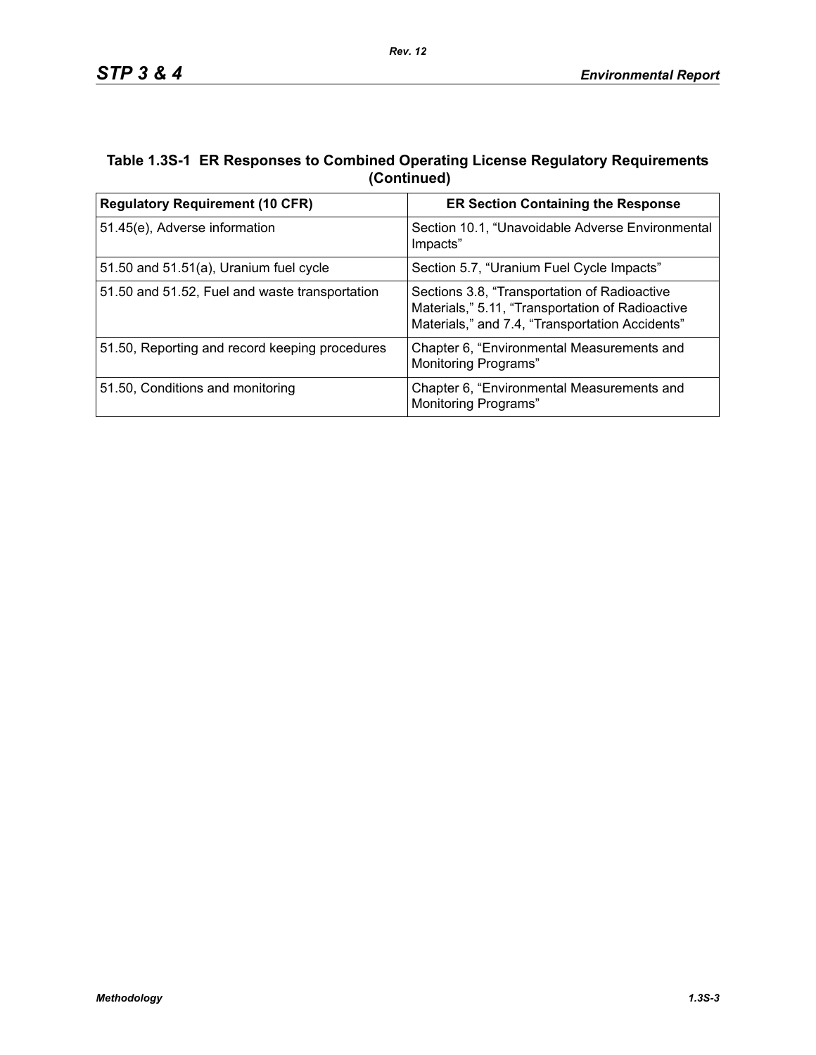**Table 1.3S-1 ER Responses to Combined Operating License Regulatory Requirements (Continued)**

| Regulatory Requirement (10 CFR) | ER Section Containing the Response |
|---|---|
| 51.45(e), Adverse information | Section 10.1, “Unavoidable Adverse Environmental Impacts” |
| 51.50 and 51.51(a), Uranium fuel cycle | Section 5.7, “Uranium Fuel Cycle Impacts” |
| 51.50 and 51.52, Fuel and waste transportation | Sections 3.8, “Transportation of Radioactive Materials,” 5.11, “Transportation of Radioactive Materials,” and 7.4, “Transportation Accidents” |
| 51.50, Reporting and record keeping procedures | Chapter 6, “Environmental Measurements and Monitoring Programs” |
| 51.50, Conditions and monitoring | Chapter 6, “Environmental Measurements and Monitoring Programs” |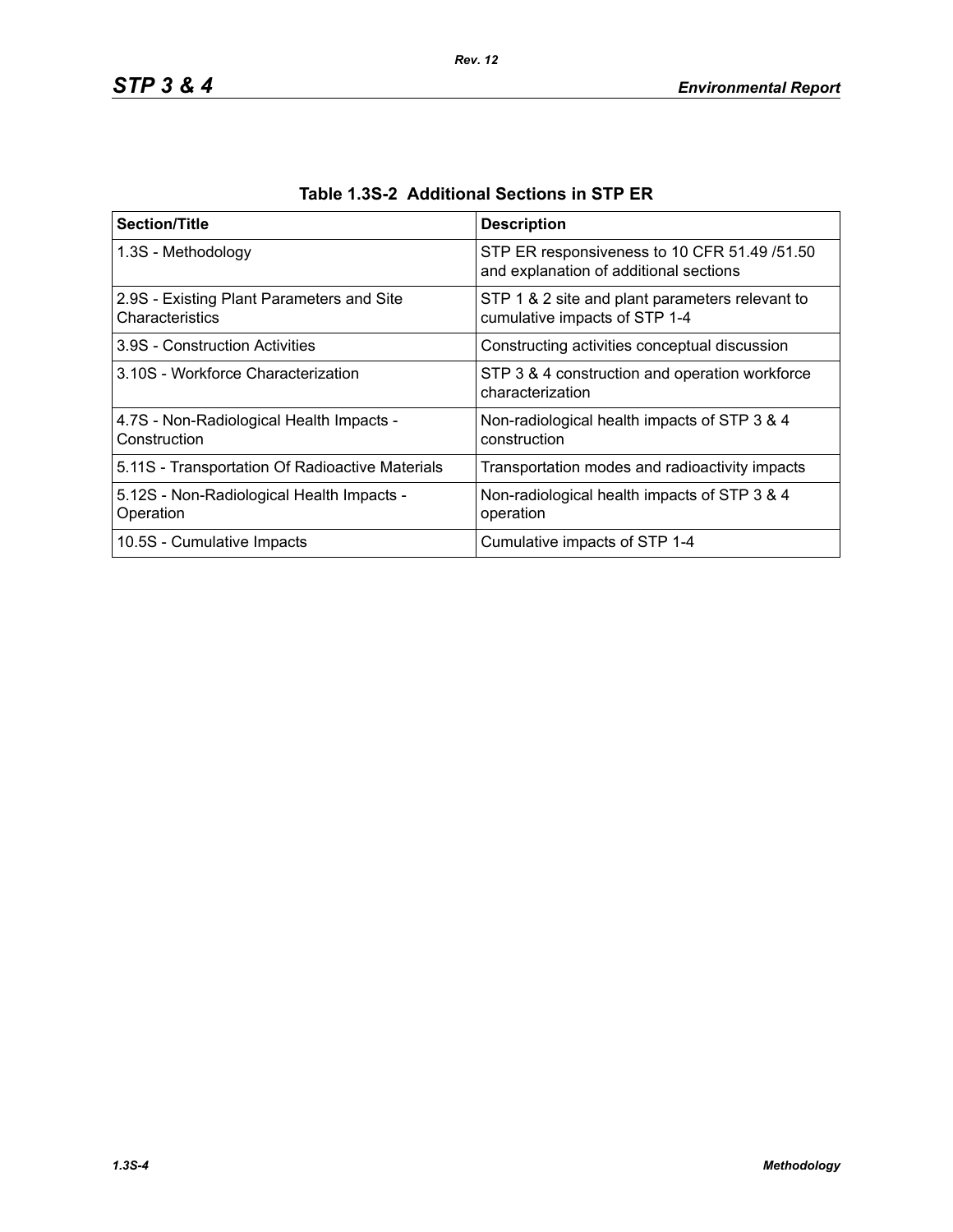**Table 1.3S-2 Additional Sections in STP ER**

| Section/Title | Description |
|---|---|
| 1.3S - Methodology | STP ER responsiveness to 10 CFR 51.49 /51.50 and explanation of additional sections |
| 2.9S - Existing Plant Parameters and Site Characteristics | STP 1 & 2 site and plant parameters relevant to cumulative impacts of STP 1-4 |
| 3.9S - Construction Activities | Constructing activities conceptual discussion |
| 3.10S - Workforce Characterization | STP 3 & 4 construction and operation workforce characterization |
| 4.7S - Non-Radiological Health Impacts - Construction | Non-radiological health impacts of STP 3 & 4 construction |
| 5.11S - Transportation Of Radioactive Materials | Transportation modes and radioactivity impacts |
| 5.12S - Non-Radiological Health Impacts - Operation | Non-radiological health impacts of STP 3 & 4 operation |
| 10.5S - Cumulative Impacts | Cumulative impacts of STP 1-4 |